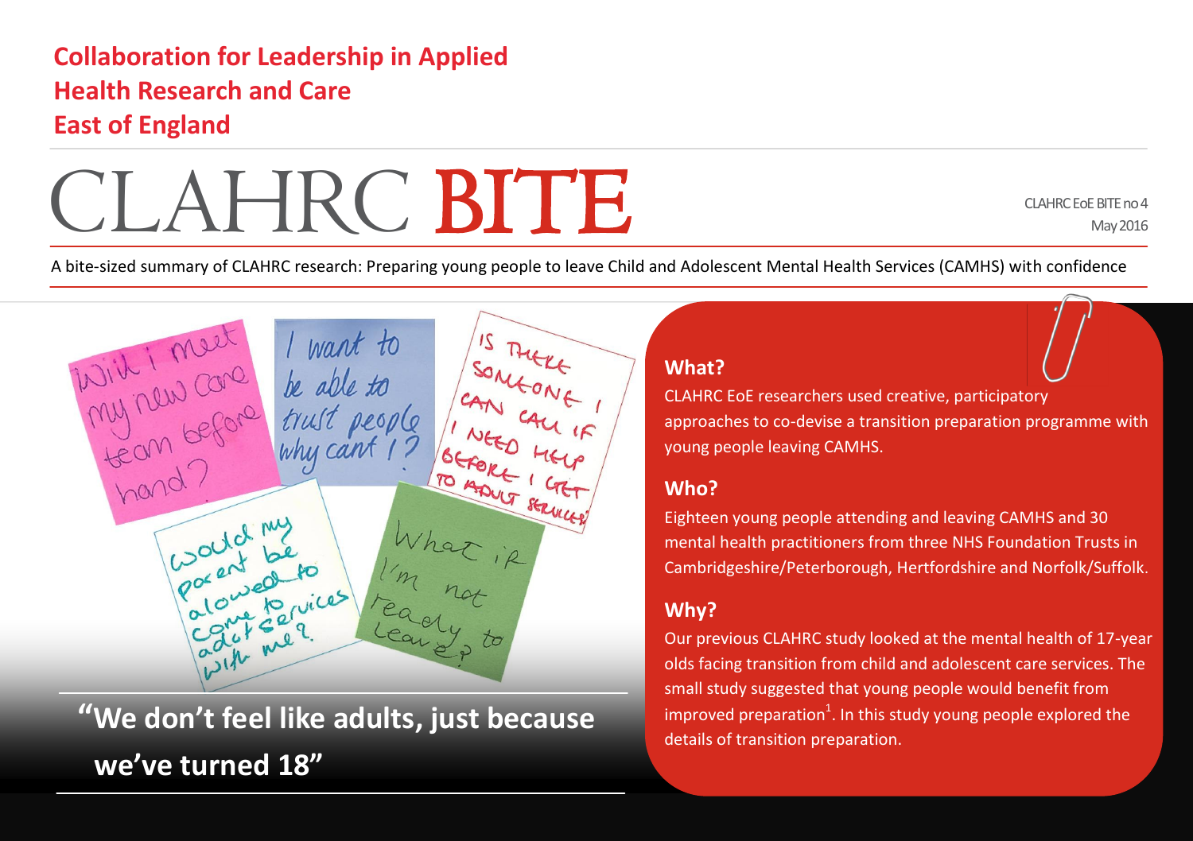**Collaboration for Leadership in Applied Health Research and Care East of England**

# CLAHRC BITE

CLAHRC EoE BITE no 4
May 2016

A bite-sized summary of CLAHRC research: Preparing young people to leave Child and Adolescent Mental Health Services (CAMHS) with confidence

**"We don't feel like adults, just because we've turned 18"**

## What?

CLAHRC EoE researchers used creative, participatory approaches to co-devise a transition preparation programme with young people leaving CAMHS.

## Who?

Eighteen young people attending and leaving CAMHS and 30 mental health practitioners from three NHS Foundation Trusts in Cambridgeshire/Peterborough, Hertfordshire and Norfolk/Suffolk.

## Why?

Our previous CLAHRC study looked at the mental health of 17-year olds facing transition from child and adolescent care services. The small study suggested that young people would benefit from improved preparation[1]. In this study young people explored the details of transition preparation.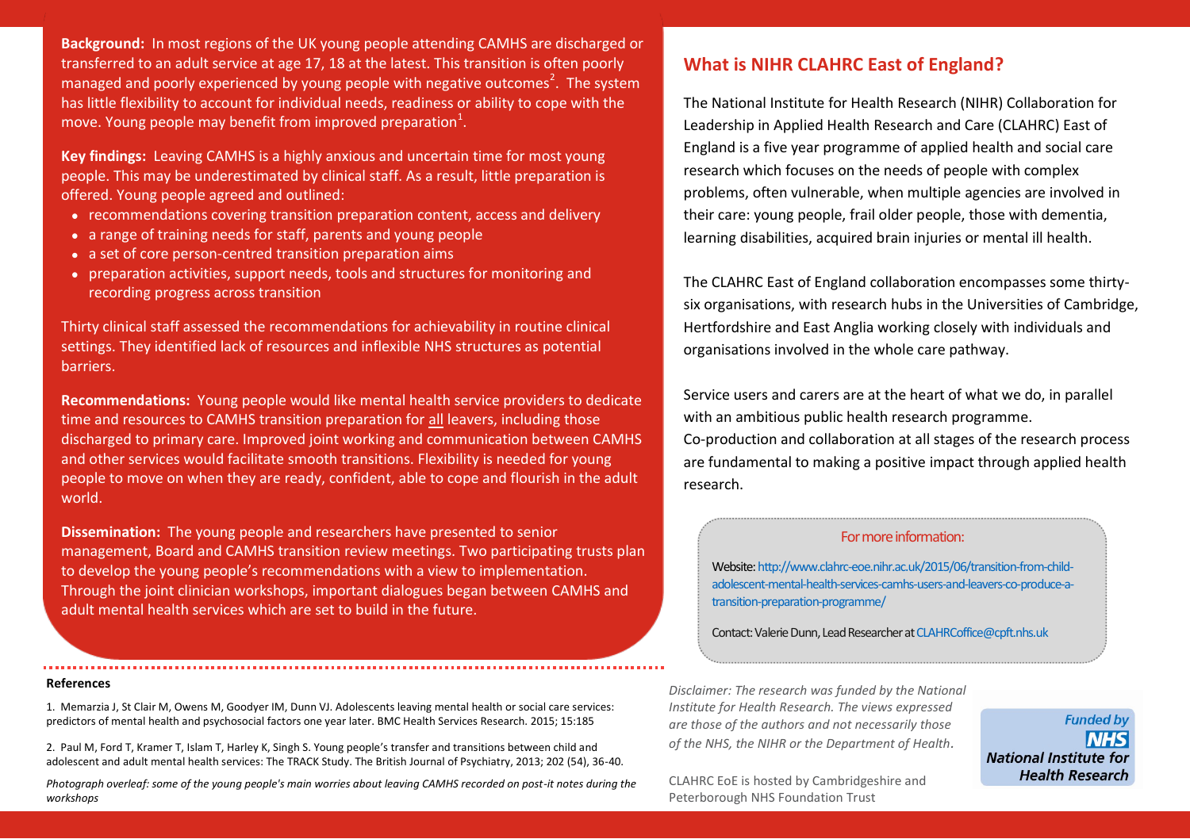**Background:** In most regions of the UK young people attending CAMHS are discharged or transferred to an adult service at age 17, 18 at the latest. This transition is often poorly managed and poorly experienced by young people with negative outcomes[2]. The system has little flexibility to account for individual needs, readiness or ability to cope with the move. Young people may benefit from improved preparation[1].

**Key findings:** Leaving CAMHS is a highly anxious and uncertain time for most young people. This may be underestimated by clinical staff. As a result, little preparation is offered. Young people agreed and outlined:

- recommendations covering transition preparation content, access and delivery
- a range of training needs for staff, parents and young people
- a set of core person-centred transition preparation aims
- preparation activities, support needs, tools and structures for monitoring and recording progress across transition

Thirty clinical staff assessed the recommendations for achievability in routine clinical settings. They identified lack of resources and inflexible NHS structures as potential barriers.

**Recommendations:** Young people would like mental health service providers to dedicate time and resources to CAMHS transition preparation for all leavers, including those discharged to primary care. Improved joint working and communication between CAMHS and other services would facilitate smooth transitions. Flexibility is needed for young people to move on when they are ready, confident, able to cope and flourish in the adult world.

**Dissemination:** The young people and researchers have presented to senior management, Board and CAMHS transition review meetings. Two participating trusts plan to develop the young people's recommendations with a view to implementation. Through the joint clinician workshops, important dialogues began between CAMHS and adult mental health services which are set to build in the future.

**References**

1. Memarzia J, St Clair M, Owens M, Goodyer IM, Dunn VJ. Adolescents leaving mental health or social care services: predictors of mental health and psychosocial factors one year later. BMC Health Services Research. 2015; 15:185

2. Paul M, Ford T, Kramer T, Islam T, Harley K, Singh S. Young people's transfer and transitions between child and adolescent and adult mental health services: The TRACK Study. The British Journal of Psychiatry, 2013; 202 (54), 36-40.

*Photograph overleaf: some of the young people's main worries about leaving CAMHS recorded on post-it notes during the workshops*

## What is NIHR CLAHRC East of England?

The National Institute for Health Research (NIHR) Collaboration for Leadership in Applied Health Research and Care (CLAHRC) East of England is a five year programme of applied health and social care research which focuses on the needs of people with complex problems, often vulnerable, when multiple agencies are involved in their care: young people, frail older people, those with dementia, learning disabilities, acquired brain injuries or mental ill health.

The CLAHRC East of England collaboration encompasses some thirty-six organisations, with research hubs in the Universities of Cambridge, Hertfordshire and East Anglia working closely with individuals and organisations involved in the whole care pathway.

Service users and carers are at the heart of what we do, in parallel with an ambitious public health research programme. Co-production and collaboration at all stages of the research process are fundamental to making a positive impact through applied health research.

For more information:

Website: http://www.clahrc-eoe.nihr.ac.uk/2015/06/transition-from-child-adolescent-mental-health-services-camhs-users-and-leavers-co-produce-a-transition-preparation-programme/

Contact: Valerie Dunn, Lead Researcher at CLAHRCoffice@cpft.nhs.uk

*Disclaimer: The research was funded by the National Institute for Health Research. The views expressed are those of the authors and not necessarily those of the NHS, the NIHR or the Department of Health.*

CLAHRC EoE is hosted by Cambridgeshire and Peterborough NHS Foundation Trust

Funded by NHS National Institute for Health Research